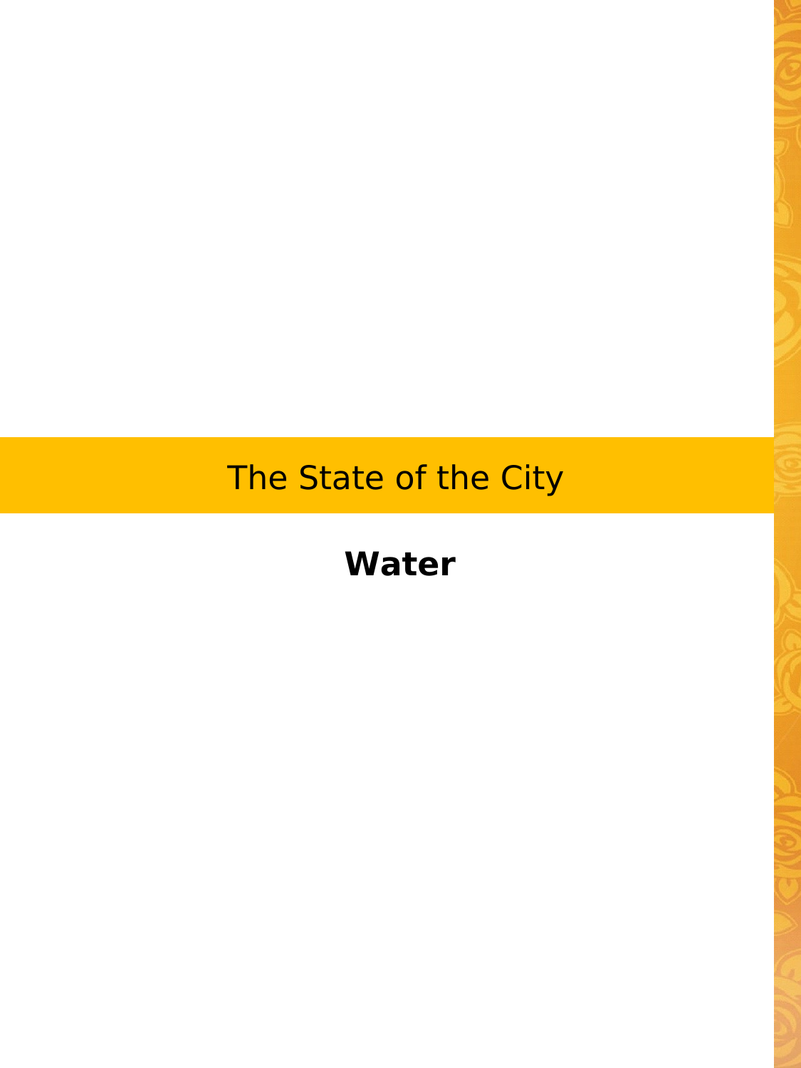# The State of the City

## Water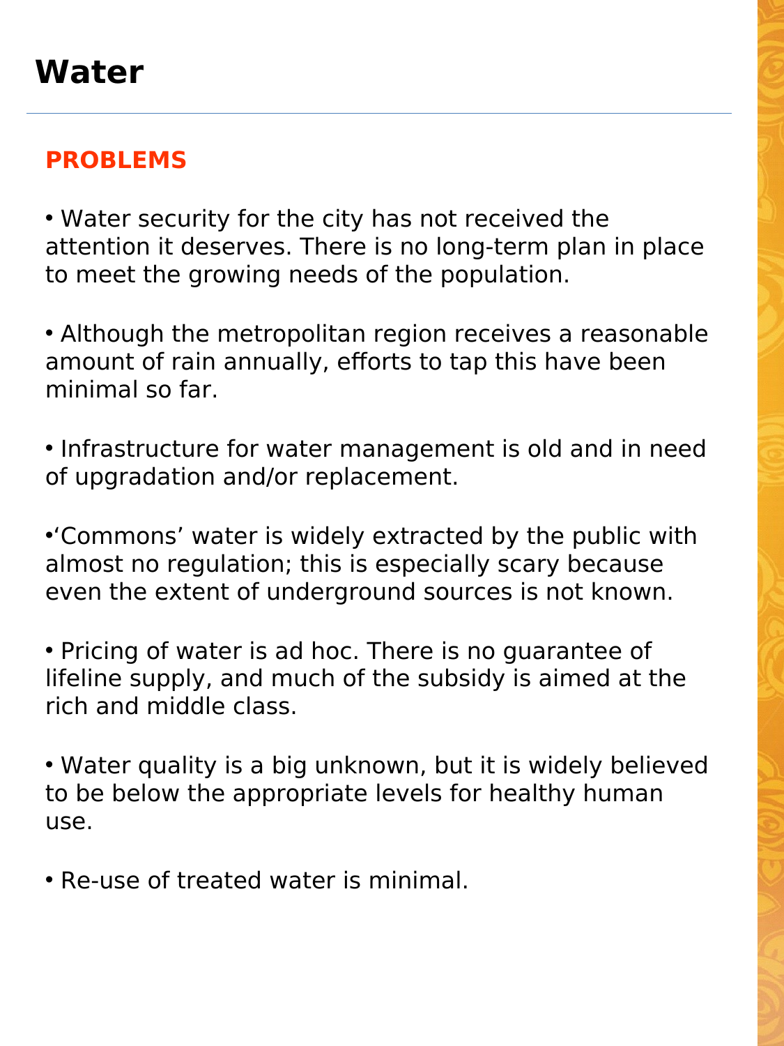# Water

## PROBLEMS

- Water security for the city has not received the attention it deserves. There is no long-term plan in place to meet the growing needs of the population.

- Although the metropolitan region receives a reasonable amount of rain annually, efforts to tap this have been minimal so far.

- Infrastructure for water management is old and in need of upgradation and/or replacement.

- 'Commons' water is widely extracted by the public with almost no regulation; this is especially scary because even the extent of underground sources is not known.

- Pricing of water is ad hoc. There is no guarantee of lifeline supply, and much of the subsidy is aimed at the rich and middle class.

- Water quality is a big unknown, but it is widely believed to be below the appropriate levels for healthy human use.

- Re-use of treated water is minimal.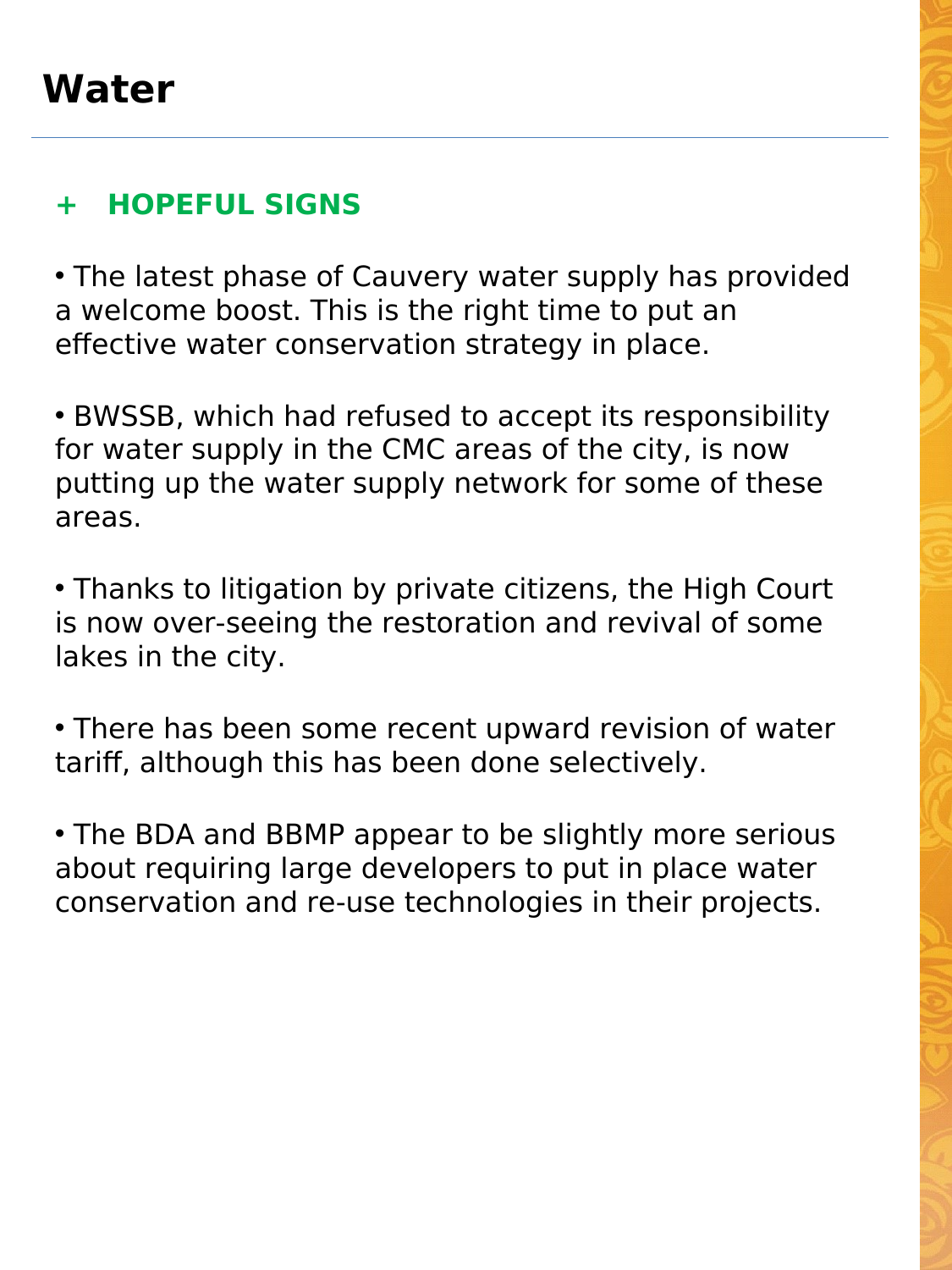# Water

## + HOPEFUL SIGNS

- The latest phase of Cauvery water supply has provided a welcome boost. This is the right time to put an effective water conservation strategy in place.

- BWSSB, which had refused to accept its responsibility for water supply in the CMC areas of the city, is now putting up the water supply network for some of these areas.

- Thanks to litigation by private citizens, the High Court is now over-seeing the restoration and revival of some lakes in the city.

- There has been some recent upward revision of water tariff, although this has been done selectively.

- The BDA and BBMP appear to be slightly more serious about requiring large developers to put in place water conservation and re-use technologies in their projects.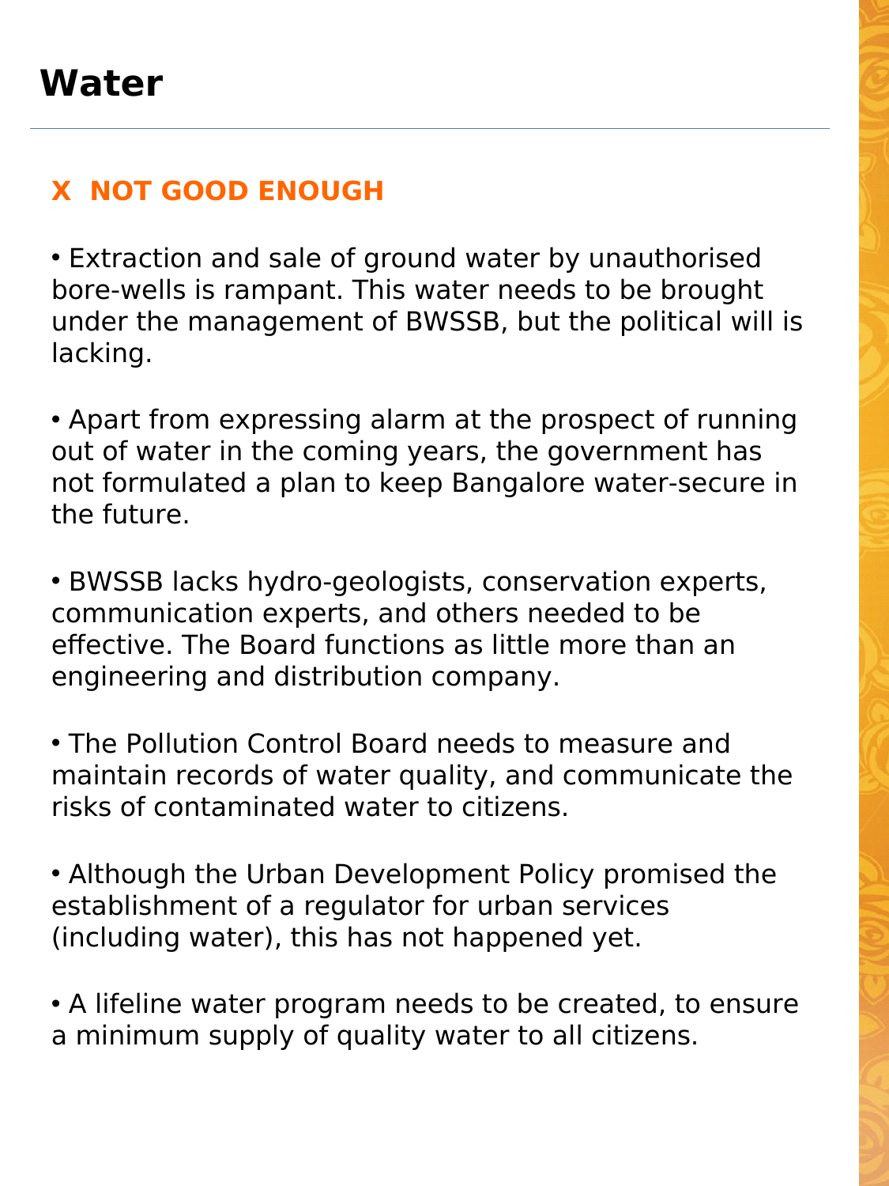# Water

## X NOT GOOD ENOUGH

- Extraction and sale of ground water by unauthorised bore-wells is rampant. This water needs to be brought under the management of BWSSB, but the political will is lacking.

- Apart from expressing alarm at the prospect of running out of water in the coming years, the government has not formulated a plan to keep Bangalore water-secure in the future.

- BWSSB lacks hydro-geologists, conservation experts, communication experts, and others needed to be effective. The Board functions as little more than an engineering and distribution company.

- The Pollution Control Board needs to measure and maintain records of water quality, and communicate the risks of contaminated water to citizens.

- Although the Urban Development Policy promised the establishment of a regulator for urban services (including water), this has not happened yet.

- A lifeline water program needs to be created, to ensure a minimum supply of quality water to all citizens.